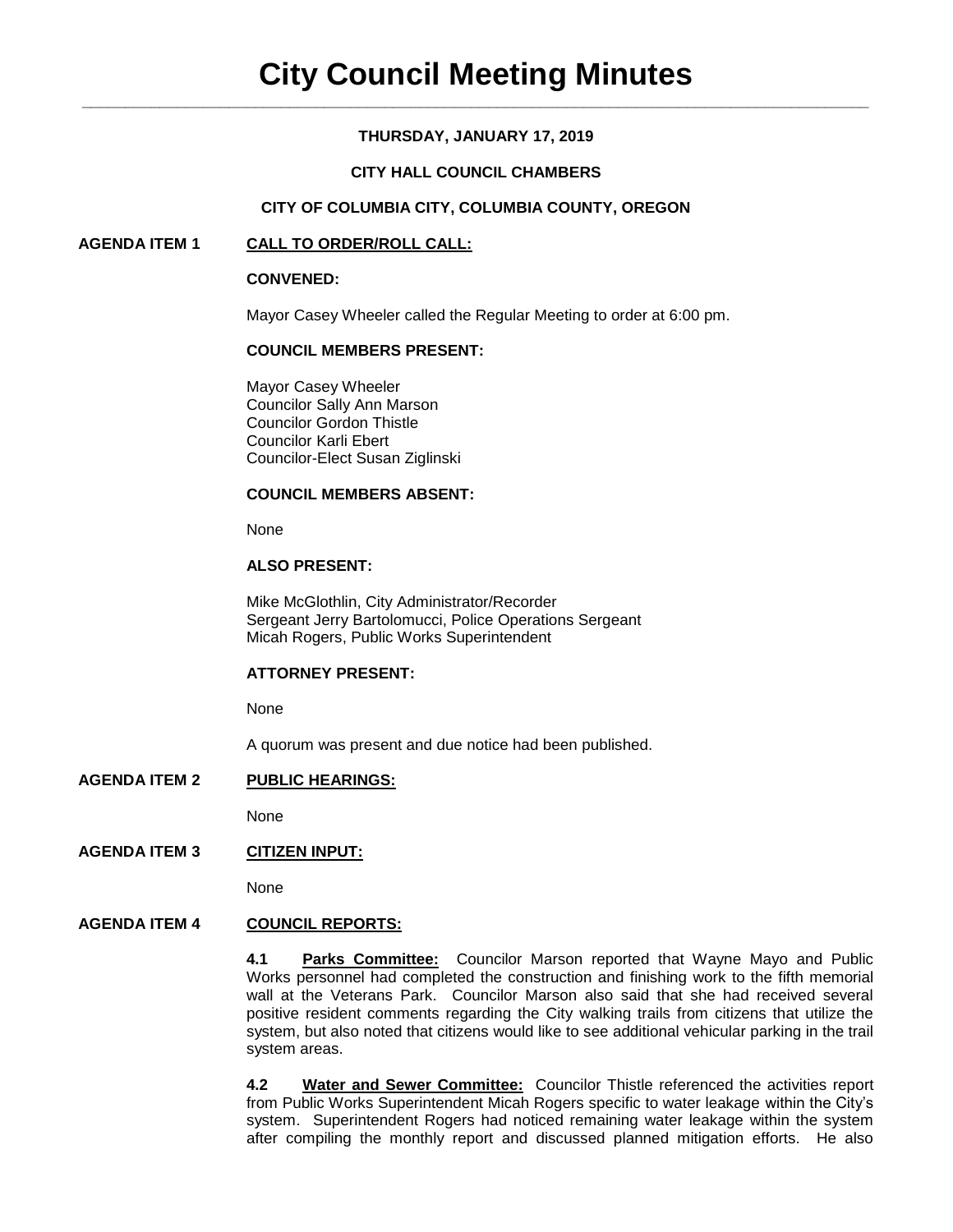# City Council Meeting Minutes

**THURSDAY, JANUARY 17, 2019**

**CITY HALL COUNCIL CHAMBERS**

**CITY OF COLUMBIA CITY, COLUMBIA COUNTY, OREGON**

**AGENDA ITEM 1 CALL TO ORDER/ROLL CALL:**

**CONVENED:**

Mayor Casey Wheeler called the Regular Meeting to order at 6:00 pm.

**COUNCIL MEMBERS PRESENT:**

Mayor Casey Wheeler
Councilor Sally Ann Marson
Councilor Gordon Thistle
Councilor Karli Ebert
Councilor-Elect Susan Ziglinski

**COUNCIL MEMBERS ABSENT:**

None

**ALSO PRESENT:**

Mike McGlothlin, City Administrator/Recorder
Sergeant Jerry Bartolomucci, Police Operations Sergeant
Micah Rogers, Public Works Superintendent

**ATTORNEY PRESENT:**

None

A quorum was present and due notice had been published.

**AGENDA ITEM 2 PUBLIC HEARINGS:**

None

**AGENDA ITEM 3 CITIZEN INPUT:**

None

**AGENDA ITEM 4 COUNCIL REPORTS:**

**4.1 Parks Committee:** Councilor Marson reported that Wayne Mayo and Public Works personnel had completed the construction and finishing work to the fifth memorial wall at the Veterans Park. Councilor Marson also said that she had received several positive resident comments regarding the City walking trails from citizens that utilize the system, but also noted that citizens would like to see additional vehicular parking in the trail system areas.

**4.2 Water and Sewer Committee:** Councilor Thistle referenced the activities report from Public Works Superintendent Micah Rogers specific to water leakage within the City's system. Superintendent Rogers had noticed remaining water leakage within the system after compiling the monthly report and discussed planned mitigation efforts. He also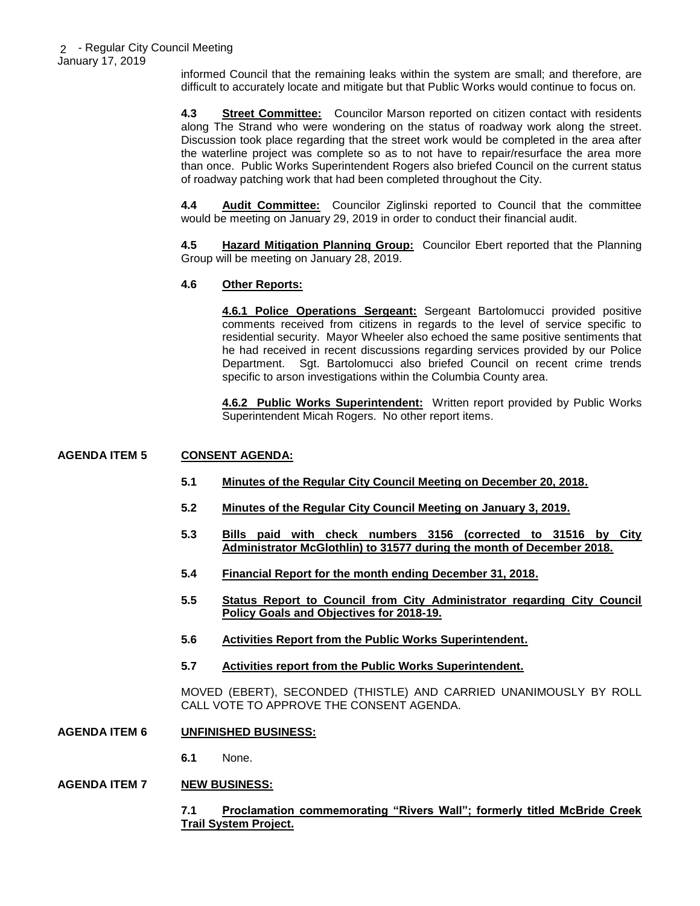informed Council that the remaining leaks within the system are small; and therefore, are difficult to accurately locate and mitigate but that Public Works would continue to focus on.

**4.3 Street Committee:** Councilor Marson reported on citizen contact with residents along The Strand who were wondering on the status of roadway work along the street. Discussion took place regarding that the street work would be completed in the area after the waterline project was complete so as to not have to repair/resurface the area more than once. Public Works Superintendent Rogers also briefed Council on the current status of roadway patching work that had been completed throughout the City.

**4.4 Audit Committee:** Councilor Ziglinski reported to Council that the committee would be meeting on January 29, 2019 in order to conduct their financial audit.

**4.5 Hazard Mitigation Planning Group:** Councilor Ebert reported that the Planning Group will be meeting on January 28, 2019.

**4.6 Other Reports:**

**4.6.1 Police Operations Sergeant:** Sergeant Bartolomucci provided positive comments received from citizens in regards to the level of service specific to residential security. Mayor Wheeler also echoed the same positive sentiments that he had received in recent discussions regarding services provided by our Police Department. Sgt. Bartolomucci also briefed Council on recent crime trends specific to arson investigations within the Columbia County area.

**4.6.2 Public Works Superintendent:** Written report provided by Public Works Superintendent Micah Rogers. No other report items.

## AGENDA ITEM 5 CONSENT AGENDA:

**5.1 Minutes of the Regular City Council Meeting on December 20, 2018.**

**5.2 Minutes of the Regular City Council Meeting on January 3, 2019.**

**5.3 Bills paid with check numbers 3156 (corrected to 31516 by City Administrator McGlothlin) to 31577 during the month of December 2018.**

**5.4 Financial Report for the month ending December 31, 2018.**

**5.5 Status Report to Council from City Administrator regarding City Council Policy Goals and Objectives for 2018-19.**

**5.6 Activities Report from the Public Works Superintendent.**

**5.7 Activities report from the Public Works Superintendent.**

MOVED (EBERT), SECONDED (THISTLE) AND CARRIED UNANIMOUSLY BY ROLL CALL VOTE TO APPROVE THE CONSENT AGENDA.

## AGENDA ITEM 6 UNFINISHED BUSINESS:

**6.1** None.

## AGENDA ITEM 7 NEW BUSINESS:

**7.1 Proclamation commemorating "Rivers Wall"; formerly titled McBride Creek Trail System Project.**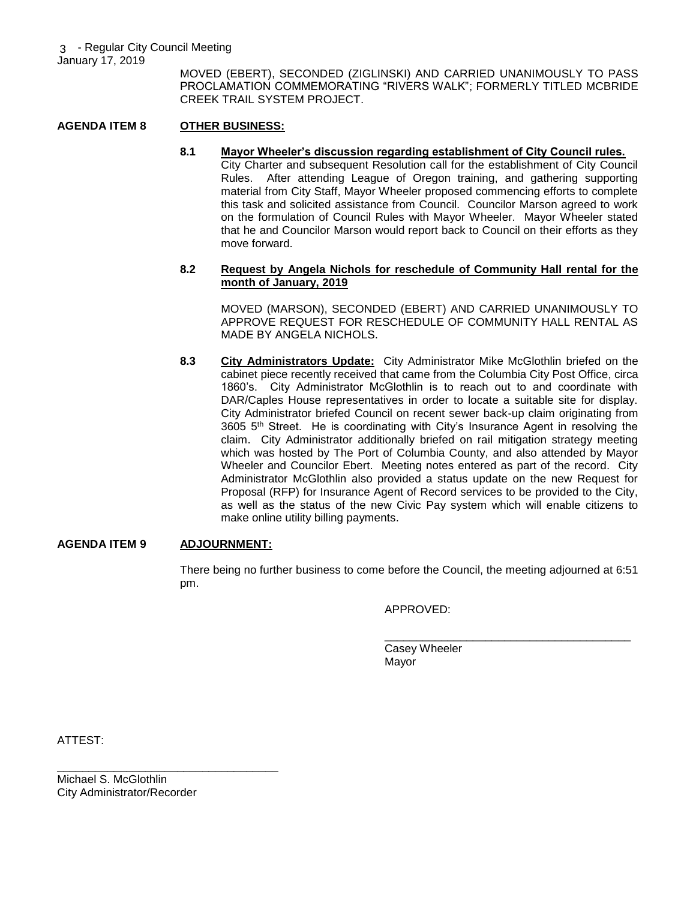MOVED (EBERT), SECONDED (ZIGLINSKI) AND CARRIED UNANIMOUSLY TO PASS PROCLAMATION COMMEMORATING "RIVERS WALK"; FORMERLY TITLED MCBRIDE CREEK TRAIL SYSTEM PROJECT.

**AGENDA ITEM 8** **OTHER BUSINESS:**

**8.1** **Mayor Wheeler's discussion regarding establishment of City Council rules.**
City Charter and subsequent Resolution call for the establishment of City Council Rules. After attending League of Oregon training, and gathering supporting material from City Staff, Mayor Wheeler proposed commencing efforts to complete this task and solicited assistance from Council. Councilor Marson agreed to work on the formulation of Council Rules with Mayor Wheeler. Mayor Wheeler stated that he and Councilor Marson would report back to Council on their efforts as they move forward.

**8.2** **Request by Angela Nichols for reschedule of Community Hall rental for the month of January, 2019**

MOVED (MARSON), SECONDED (EBERT) AND CARRIED UNANIMOUSLY TO APPROVE REQUEST FOR RESCHEDULE OF COMMUNITY HALL RENTAL AS MADE BY ANGELA NICHOLS.

**8.3** **City Administrators Update:** City Administrator Mike McGlothlin briefed on the cabinet piece recently received that came from the Columbia City Post Office, circa 1860's. City Administrator McGlothlin is to reach out to and coordinate with DAR/Caples House representatives in order to locate a suitable site for display. City Administrator briefed Council on recent sewer back-up claim originating from 3605 5th Street. He is coordinating with City's Insurance Agent in resolving the claim. City Administrator additionally briefed on rail mitigation strategy meeting which was hosted by The Port of Columbia County, and also attended by Mayor Wheeler and Councilor Ebert. Meeting notes entered as part of the record. City Administrator McGlothlin also provided a status update on the new Request for Proposal (RFP) for Insurance Agent of Record services to be provided to the City, as well as the status of the new Civic Pay system which will enable citizens to make online utility billing payments.

**AGENDA ITEM 9** **ADJOURNMENT:**

There being no further business to come before the Council, the meeting adjourned at 6:51 pm.

APPROVED:

\_\_\_\_\_\_\_\_\_\_\_\_\_\_\_\_\_\_\_\_\_\_\_\_\_\_\_\_\_\_\_\_\_\_\_\_\_\_\_\_
Casey Wheeler
Mayor

ATTEST:

\_\_\_\_\_\_\_\_\_\_\_\_\_\_\_\_\_\_\_\_\_\_\_\_\_\_\_\_\_\_\_\_\_\_\_\_
Michael S. McGlothlin
City Administrator/Recorder